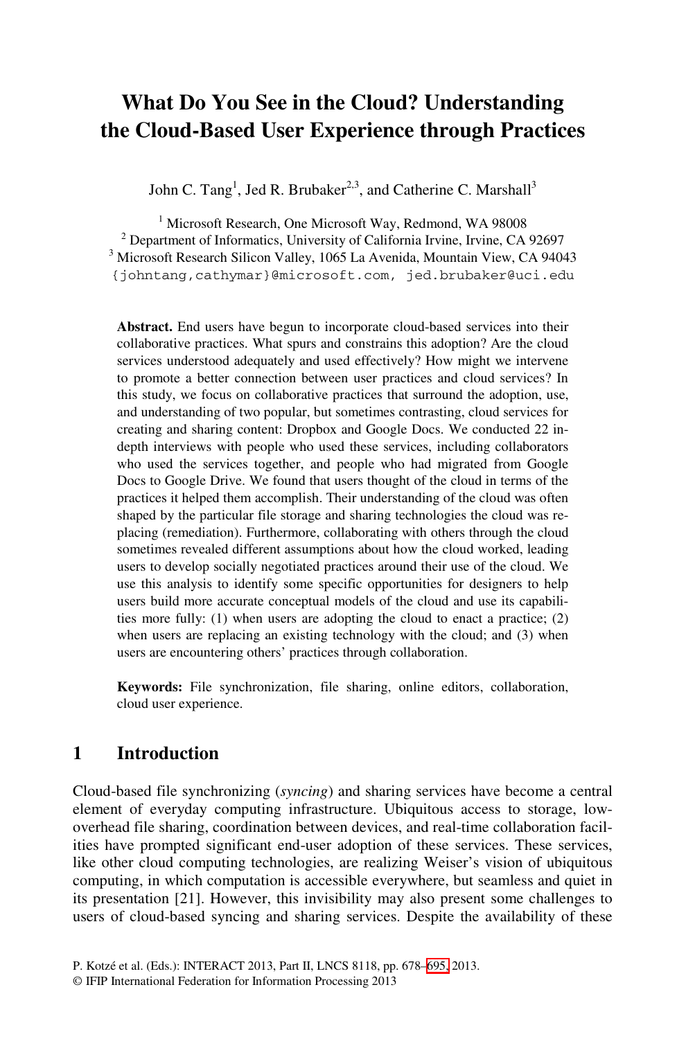# What Do You See in the Cloud? Understanding the Cloud-Based User Experience through Practices

John C. Tang[1], Jed R. Brubaker[2,3], and Catherine C. Marshall[3]

[1] Microsoft Research, One Microsoft Way, Redmond, WA 98008
[2] Department of Informatics, University of California Irvine, Irvine, CA 92697
[3] Microsoft Research Silicon Valley, 1065 La Avenida, Mountain View, CA 94043
{johntang,cathymar}@microsoft.com, jed.brubaker@uci.edu

**Abstract.** End users have begun to incorporate cloud-based services into their collaborative practices. What spurs and constrains this adoption? Are the cloud services understood adequately and used effectively? How might we intervene to promote a better connection between user practices and cloud services? In this study, we focus on collaborative practices that surround the adoption, use, and understanding of two popular, but sometimes contrasting, cloud services for creating and sharing content: Dropbox and Google Docs. We conducted 22 in-depth interviews with people who used these services, including collaborators who used the services together, and people who had migrated from Google Docs to Google Drive. We found that users thought of the cloud in terms of the practices it helped them accomplish. Their understanding of the cloud was often shaped by the particular file storage and sharing technologies the cloud was replacing (remediation). Furthermore, collaborating with others through the cloud sometimes revealed different assumptions about how the cloud worked, leading users to develop socially negotiated practices around their use of the cloud. We use this analysis to identify some specific opportunities for designers to help users build more accurate conceptual models of the cloud and use its capabilities more fully: (1) when users are adopting the cloud to enact a practice; (2) when users are replacing an existing technology with the cloud; and (3) when users are encountering others' practices through collaboration.

**Keywords:** File synchronization, file sharing, online editors, collaboration, cloud user experience.

## 1 Introduction

Cloud-based file synchronizing (*syncing*) and sharing services have become a central element of everyday computing infrastructure. Ubiquitous access to storage, low-overhead file sharing, coordination between devices, and real-time collaboration facilities have prompted significant end-user adoption of these services. These services, like other cloud computing technologies, are realizing Weiser's vision of ubiquitous computing, in which computation is accessible everywhere, but seamless and quiet in its presentation [21]. However, this invisibility may also present some challenges to users of cloud-based syncing and sharing services. Despite the availability of these

P. Kotzé et al. (Eds.): INTERACT 2013, Part II, LNCS 8118, pp. 678–695, 2013.
© IFIP International Federation for Information Processing 2013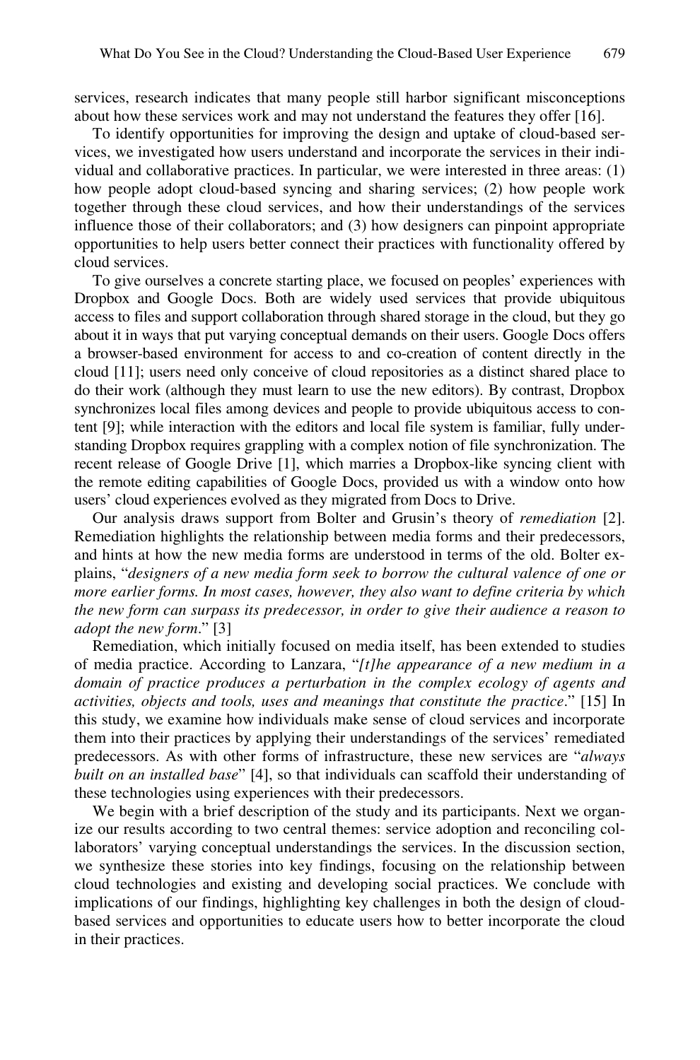services, research indicates that many people still harbor significant misconceptions about how these services work and may not understand the features they offer [16].

To identify opportunities for improving the design and uptake of cloud-based services, we investigated how users understand and incorporate the services in their individual and collaborative practices. In particular, we were interested in three areas: (1) how people adopt cloud-based syncing and sharing services; (2) how people work together through these cloud services, and how their understandings of the services influence those of their collaborators; and (3) how designers can pinpoint appropriate opportunities to help users better connect their practices with functionality offered by cloud services.

To give ourselves a concrete starting place, we focused on peoples' experiences with Dropbox and Google Docs. Both are widely used services that provide ubiquitous access to files and support collaboration through shared storage in the cloud, but they go about it in ways that put varying conceptual demands on their users. Google Docs offers a browser-based environment for access to and co-creation of content directly in the cloud [11]; users need only conceive of cloud repositories as a distinct shared place to do their work (although they must learn to use the new editors). By contrast, Dropbox synchronizes local files among devices and people to provide ubiquitous access to content [9]; while interaction with the editors and local file system is familiar, fully understanding Dropbox requires grappling with a complex notion of file synchronization. The recent release of Google Drive [1], which marries a Dropbox-like syncing client with the remote editing capabilities of Google Docs, provided us with a window onto how users' cloud experiences evolved as they migrated from Docs to Drive.

Our analysis draws support from Bolter and Grusin's theory of *remediation* [2]. Remediation highlights the relationship between media forms and their predecessors, and hints at how the new media forms are understood in terms of the old. Bolter explains, "*designers of a new media form seek to borrow the cultural valence of one or more earlier forms. In most cases, however, they also want to define criteria by which the new form can surpass its predecessor, in order to give their audience a reason to adopt the new form*." [3]

Remediation, which initially focused on media itself, has been extended to studies of media practice. According to Lanzara, "*[t]he appearance of a new medium in a domain of practice produces a perturbation in the complex ecology of agents and activities, objects and tools, uses and meanings that constitute the practice*." [15] In this study, we examine how individuals make sense of cloud services and incorporate them into their practices by applying their understandings of the services' remediated predecessors. As with other forms of infrastructure, these new services are "*always built on an installed base*" [4], so that individuals can scaffold their understanding of these technologies using experiences with their predecessors.

We begin with a brief description of the study and its participants. Next we organize our results according to two central themes: service adoption and reconciling collaborators' varying conceptual understandings the services. In the discussion section, we synthesize these stories into key findings, focusing on the relationship between cloud technologies and existing and developing social practices. We conclude with implications of our findings, highlighting key challenges in both the design of cloud-based services and opportunities to educate users how to better incorporate the cloud in their practices.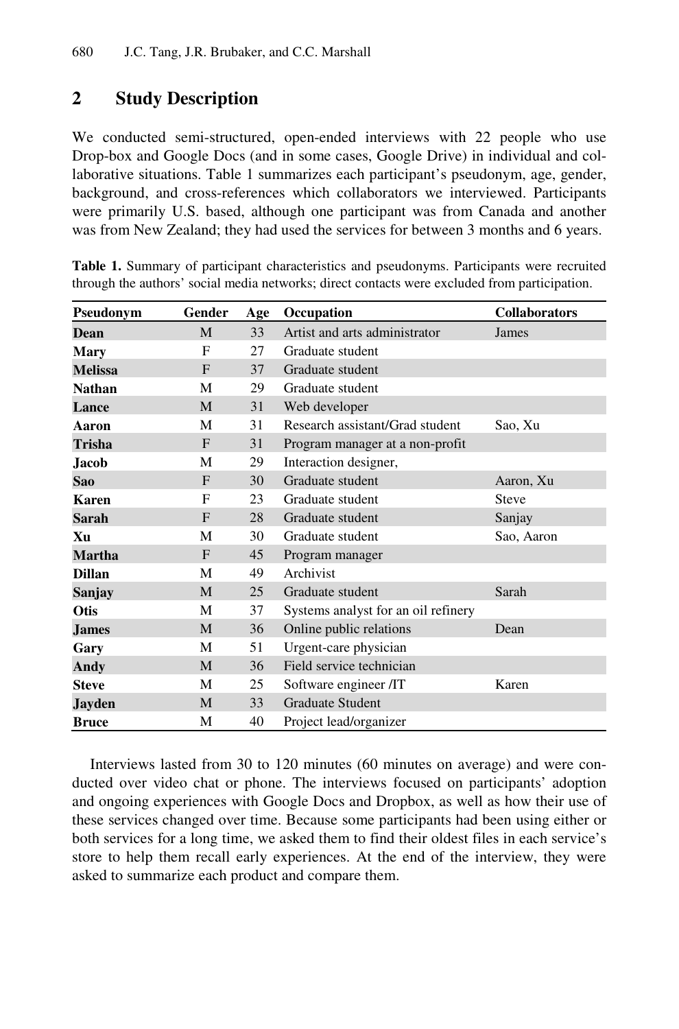## 2 Study Description

We conducted semi-structured, open-ended interviews with 22 people who use Drop-box and Google Docs (and in some cases, Google Drive) in individual and collaborative situations. Table 1 summarizes each participant's pseudonym, age, gender, background, and cross-references which collaborators we interviewed. Participants were primarily U.S. based, although one participant was from Canada and another was from New Zealand; they had used the services for between 3 months and 6 years.

**Table 1.** Summary of participant characteristics and pseudonyms. Participants were recruited through the authors' social media networks; direct contacts were excluded from participation.

| Pseudonym | Gender | Age | Occupation | Collaborators |
|---|---|---|---|---|
| **Dean** | M | 33 | Artist and arts administrator | James |
| **Mary** | F | 27 | Graduate student | |
| **Melissa** | F | 37 | Graduate student | |
| **Nathan** | M | 29 | Graduate student | |
| **Lance** | M | 31 | Web developer | |
| **Aaron** | M | 31 | Research assistant/Grad student | Sao, Xu |
| **Trisha** | F | 31 | Program manager at a non-profit | |
| **Jacob** | M | 29 | Interaction designer, | |
| **Sao** | F | 30 | Graduate student | Aaron, Xu |
| **Karen** | F | 23 | Graduate student | Steve |
| **Sarah** | F | 28 | Graduate student | Sanjay |
| **Xu** | M | 30 | Graduate student | Sao, Aaron |
| **Martha** | F | 45 | Program manager | |
| **Dillan** | M | 49 | Archivist | |
| **Sanjay** | M | 25 | Graduate student | Sarah |
| **Otis** | M | 37 | Systems analyst for an oil refinery | |
| **James** | M | 36 | Online public relations | Dean |
| **Gary** | M | 51 | Urgent-care physician | |
| **Andy** | M | 36 | Field service technician | |
| **Steve** | M | 25 | Software engineer /IT | Karen |
| **Jayden** | M | 33 | Graduate Student | |
| **Bruce** | M | 40 | Project lead/organizer | |

Interviews lasted from 30 to 120 minutes (60 minutes on average) and were conducted over video chat or phone. The interviews focused on participants' adoption and ongoing experiences with Google Docs and Dropbox, as well as how their use of these services changed over time. Because some participants had been using either or both services for a long time, we asked them to find their oldest files in each service's store to help them recall early experiences. At the end of the interview, they were asked to summarize each product and compare them.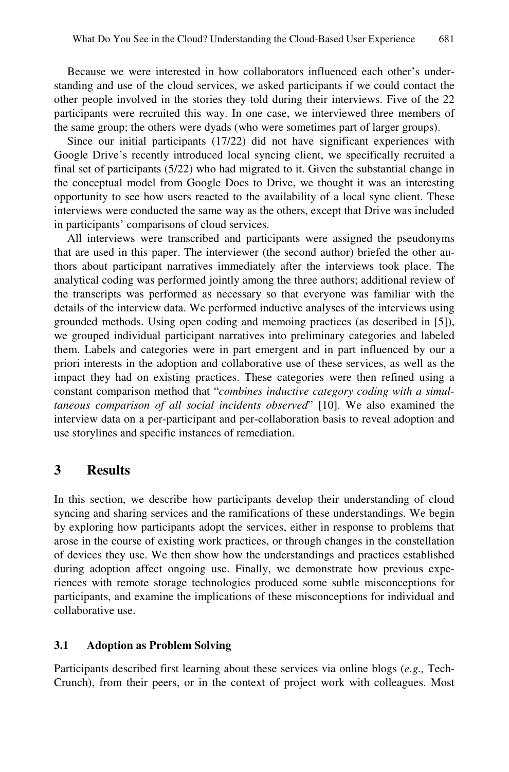Because we were interested in how collaborators influenced each other's understanding and use of the cloud services, we asked participants if we could contact the other people involved in the stories they told during their interviews. Five of the 22 participants were recruited this way. In one case, we interviewed three members of the same group; the others were dyads (who were sometimes part of larger groups).

Since our initial participants (17/22) did not have significant experiences with Google Drive's recently introduced local syncing client, we specifically recruited a final set of participants (5/22) who had migrated to it. Given the substantial change in the conceptual model from Google Docs to Drive, we thought it was an interesting opportunity to see how users reacted to the availability of a local sync client. These interviews were conducted the same way as the others, except that Drive was included in participants' comparisons of cloud services.

All interviews were transcribed and participants were assigned the pseudonyms that are used in this paper. The interviewer (the second author) briefed the other authors about participant narratives immediately after the interviews took place. The analytical coding was performed jointly among the three authors; additional review of the transcripts was performed as necessary so that everyone was familiar with the details of the interview data. We performed inductive analyses of the interviews using grounded methods. Using open coding and memoing practices (as described in [5]), we grouped individual participant narratives into preliminary categories and labeled them. Labels and categories were in part emergent and in part influenced by our a priori interests in the adoption and collaborative use of these services, as well as the impact they had on existing practices. These categories were then refined using a constant comparison method that "*combines inductive category coding with a simultaneous comparison of all social incidents observed*" [10]. We also examined the interview data on a per-participant and per-collaboration basis to reveal adoption and use storylines and specific instances of remediation.

## 3 Results

In this section, we describe how participants develop their understanding of cloud syncing and sharing services and the ramifications of these understandings. We begin by exploring how participants adopt the services, either in response to problems that arose in the course of existing work practices, or through changes in the constellation of devices they use. We then show how the understandings and practices established during adoption affect ongoing use. Finally, we demonstrate how previous experiences with remote storage technologies produced some subtle misconceptions for participants, and examine the implications of these misconceptions for individual and collaborative use.

### 3.1 Adoption as Problem Solving

Participants described first learning about these services via online blogs (*e.g.,* TechCrunch), from their peers, or in the context of project work with colleagues. Most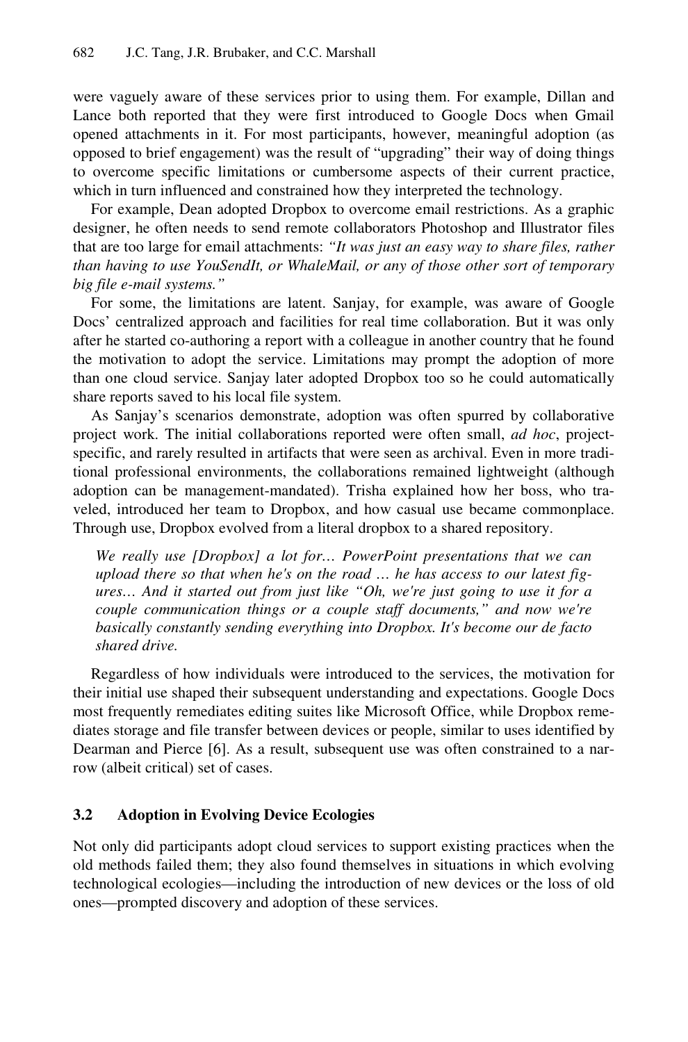were vaguely aware of these services prior to using them. For example, Dillan and Lance both reported that they were first introduced to Google Docs when Gmail opened attachments in it. For most participants, however, meaningful adoption (as opposed to brief engagement) was the result of "upgrading" their way of doing things to overcome specific limitations or cumbersome aspects of their current practice, which in turn influenced and constrained how they interpreted the technology.

For example, Dean adopted Dropbox to overcome email restrictions. As a graphic designer, he often needs to send remote collaborators Photoshop and Illustrator files that are too large for email attachments: *"It was just an easy way to share files, rather than having to use YouSendIt, or WhaleMail, or any of those other sort of temporary big file e-mail systems."*

For some, the limitations are latent. Sanjay, for example, was aware of Google Docs' centralized approach and facilities for real time collaboration. But it was only after he started co-authoring a report with a colleague in another country that he found the motivation to adopt the service. Limitations may prompt the adoption of more than one cloud service. Sanjay later adopted Dropbox too so he could automatically share reports saved to his local file system.

As Sanjay's scenarios demonstrate, adoption was often spurred by collaborative project work. The initial collaborations reported were often small, *ad hoc*, project-specific, and rarely resulted in artifacts that were seen as archival. Even in more traditional professional environments, the collaborations remained lightweight (although adoption can be management-mandated). Trisha explained how her boss, who traveled, introduced her team to Dropbox, and how casual use became commonplace. Through use, Dropbox evolved from a literal dropbox to a shared repository.

> *We really use [Dropbox] a lot for… PowerPoint presentations that we can upload there so that when he's on the road … he has access to our latest figures… And it started out from just like "Oh, we're just going to use it for a couple communication things or a couple staff documents," and now we're basically constantly sending everything into Dropbox. It's become our de facto shared drive.*

Regardless of how individuals were introduced to the services, the motivation for their initial use shaped their subsequent understanding and expectations. Google Docs most frequently remediates editing suites like Microsoft Office, while Dropbox remediates storage and file transfer between devices or people, similar to uses identified by Dearman and Pierce [6]. As a result, subsequent use was often constrained to a narrow (albeit critical) set of cases.

### 3.2 Adoption in Evolving Device Ecologies

Not only did participants adopt cloud services to support existing practices when the old methods failed them; they also found themselves in situations in which evolving technological ecologies—including the introduction of new devices or the loss of old ones—prompted discovery and adoption of these services.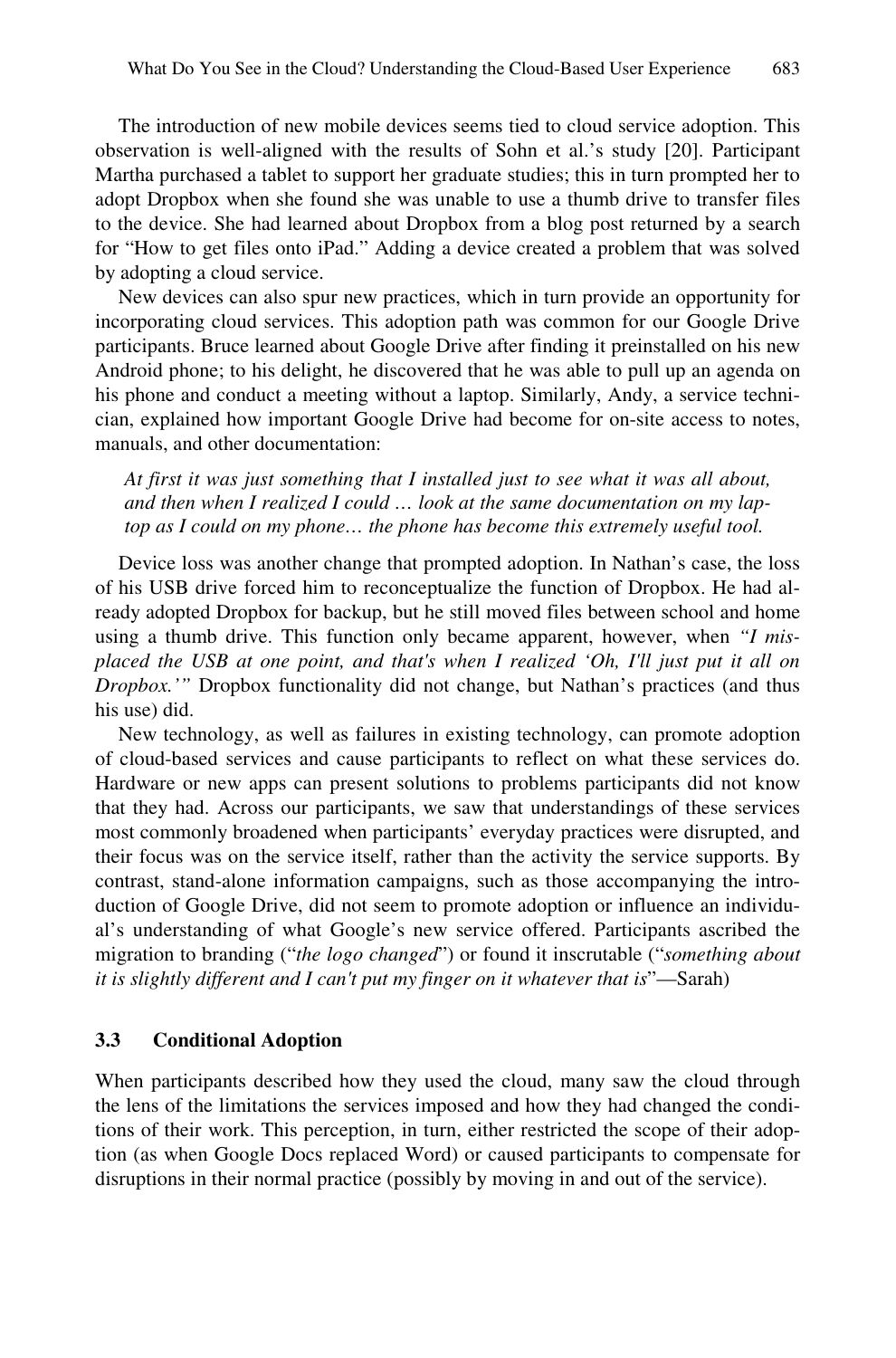The introduction of new mobile devices seems tied to cloud service adoption. This observation is well-aligned with the results of Sohn et al.'s study [20]. Participant Martha purchased a tablet to support her graduate studies; this in turn prompted her to adopt Dropbox when she found she was unable to use a thumb drive to transfer files to the device. She had learned about Dropbox from a blog post returned by a search for "How to get files onto iPad." Adding a device created a problem that was solved by adopting a cloud service.

New devices can also spur new practices, which in turn provide an opportunity for incorporating cloud services. This adoption path was common for our Google Drive participants. Bruce learned about Google Drive after finding it preinstalled on his new Android phone; to his delight, he discovered that he was able to pull up an agenda on his phone and conduct a meeting without a laptop. Similarly, Andy, a service technician, explained how important Google Drive had become for on-site access to notes, manuals, and other documentation:

> *At first it was just something that I installed just to see what it was all about, and then when I realized I could … look at the same documentation on my laptop as I could on my phone… the phone has become this extremely useful tool.*

Device loss was another change that prompted adoption. In Nathan's case, the loss of his USB drive forced him to reconceptualize the function of Dropbox. He had already adopted Dropbox for backup, but he still moved files between school and home using a thumb drive. This function only became apparent, however, when *"I misplaced the USB at one point, and that's when I realized 'Oh, I'll just put it all on Dropbox.'"* Dropbox functionality did not change, but Nathan's practices (and thus his use) did.

New technology, as well as failures in existing technology, can promote adoption of cloud-based services and cause participants to reflect on what these services do. Hardware or new apps can present solutions to problems participants did not know that they had. Across our participants, we saw that understandings of these services most commonly broadened when participants' everyday practices were disrupted, and their focus was on the service itself, rather than the activity the service supports. By contrast, stand-alone information campaigns, such as those accompanying the introduction of Google Drive, did not seem to promote adoption or influence an individual's understanding of what Google's new service offered. Participants ascribed the migration to branding ("*the logo changed*") or found it inscrutable ("*something about it is slightly different and I can't put my finger on it whatever that is*"—Sarah)

### 3.3 Conditional Adoption

When participants described how they used the cloud, many saw the cloud through the lens of the limitations the services imposed and how they had changed the conditions of their work. This perception, in turn, either restricted the scope of their adoption (as when Google Docs replaced Word) or caused participants to compensate for disruptions in their normal practice (possibly by moving in and out of the service).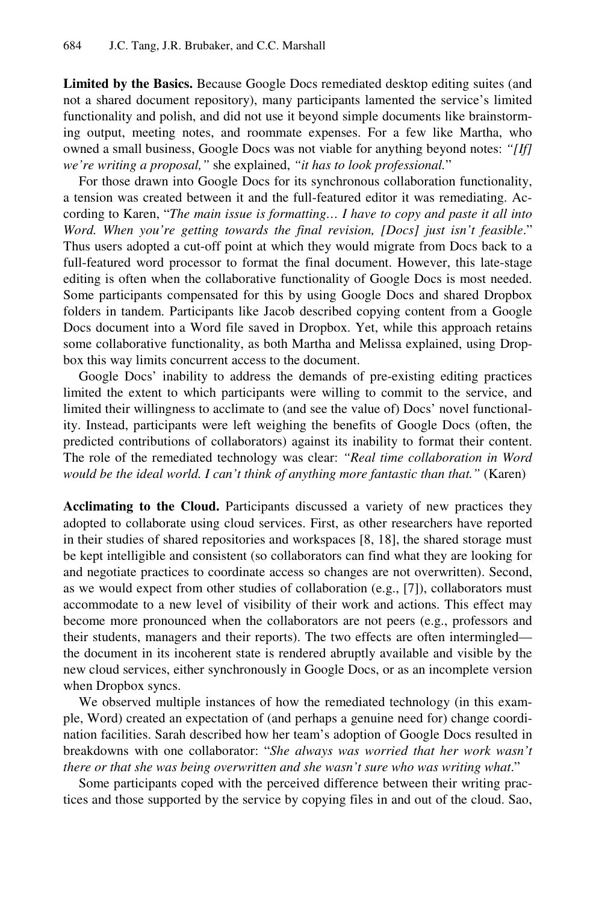**Limited by the Basics.** Because Google Docs remediated desktop editing suites (and not a shared document repository), many participants lamented the service's limited functionality and polish, and did not use it beyond simple documents like brainstorming output, meeting notes, and roommate expenses. For a few like Martha, who owned a small business, Google Docs was not viable for anything beyond notes: *"[If] we're writing a proposal,"* she explained, *"it has to look professional.*"

For those drawn into Google Docs for its synchronous collaboration functionality, a tension was created between it and the full-featured editor it was remediating. According to Karen, "*The main issue is formatting… I have to copy and paste it all into Word. When you're getting towards the final revision, [Docs] just isn't feasible*." Thus users adopted a cut-off point at which they would migrate from Docs back to a full-featured word processor to format the final document. However, this late-stage editing is often when the collaborative functionality of Google Docs is most needed. Some participants compensated for this by using Google Docs and shared Dropbox folders in tandem. Participants like Jacob described copying content from a Google Docs document into a Word file saved in Dropbox. Yet, while this approach retains some collaborative functionality, as both Martha and Melissa explained, using Dropbox this way limits concurrent access to the document.

Google Docs' inability to address the demands of pre-existing editing practices limited the extent to which participants were willing to commit to the service, and limited their willingness to acclimate to (and see the value of) Docs' novel functionality. Instead, participants were left weighing the benefits of Google Docs (often, the predicted contributions of collaborators) against its inability to format their content. The role of the remediated technology was clear: *"Real time collaboration in Word would be the ideal world. I can't think of anything more fantastic than that."* (Karen)

**Acclimating to the Cloud.** Participants discussed a variety of new practices they adopted to collaborate using cloud services. First, as other researchers have reported in their studies of shared repositories and workspaces [8, 18], the shared storage must be kept intelligible and consistent (so collaborators can find what they are looking for and negotiate practices to coordinate access so changes are not overwritten). Second, as we would expect from other studies of collaboration (e.g., [7]), collaborators must accommodate to a new level of visibility of their work and actions. This effect may become more pronounced when the collaborators are not peers (e.g., professors and their students, managers and their reports). The two effects are often intermingled—the document in its incoherent state is rendered abruptly available and visible by the new cloud services, either synchronously in Google Docs, or as an incomplete version when Dropbox syncs.

We observed multiple instances of how the remediated technology (in this example, Word) created an expectation of (and perhaps a genuine need for) change coordination facilities. Sarah described how her team's adoption of Google Docs resulted in breakdowns with one collaborator: "*She always was worried that her work wasn't there or that she was being overwritten and she wasn't sure who was writing what*."

Some participants coped with the perceived difference between their writing practices and those supported by the service by copying files in and out of the cloud. Sao,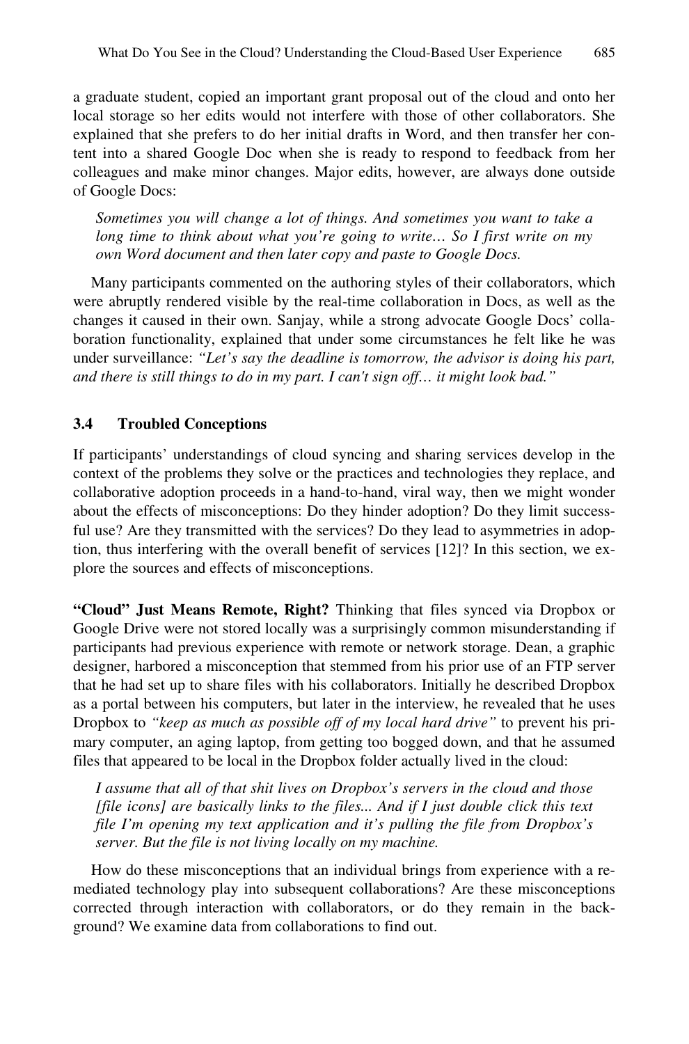a graduate student, copied an important grant proposal out of the cloud and onto her local storage so her edits would not interfere with those of other collaborators. She explained that she prefers to do her initial drafts in Word, and then transfer her content into a shared Google Doc when she is ready to respond to feedback from her colleagues and make minor changes. Major edits, however, are always done outside of Google Docs:

> *Sometimes you will change a lot of things. And sometimes you want to take a long time to think about what you're going to write… So I first write on my own Word document and then later copy and paste to Google Docs.*

Many participants commented on the authoring styles of their collaborators, which were abruptly rendered visible by the real-time collaboration in Docs, as well as the changes it caused in their own. Sanjay, while a strong advocate Google Docs' collaboration functionality, explained that under some circumstances he felt like he was under surveillance: *"Let's say the deadline is tomorrow, the advisor is doing his part, and there is still things to do in my part. I can't sign off… it might look bad."*

### 3.4 Troubled Conceptions

If participants' understandings of cloud syncing and sharing services develop in the context of the problems they solve or the practices and technologies they replace, and collaborative adoption proceeds in a hand-to-hand, viral way, then we might wonder about the effects of misconceptions: Do they hinder adoption? Do they limit successful use? Are they transmitted with the services? Do they lead to asymmetries in adoption, thus interfering with the overall benefit of services [12]? In this section, we explore the sources and effects of misconceptions.

**"Cloud" Just Means Remote, Right?** Thinking that files synced via Dropbox or Google Drive were not stored locally was a surprisingly common misunderstanding if participants had previous experience with remote or network storage. Dean, a graphic designer, harbored a misconception that stemmed from his prior use of an FTP server that he had set up to share files with his collaborators. Initially he described Dropbox as a portal between his computers, but later in the interview, he revealed that he uses Dropbox to *"keep as much as possible off of my local hard drive"* to prevent his primary computer, an aging laptop, from getting too bogged down, and that he assumed files that appeared to be local in the Dropbox folder actually lived in the cloud:

> *I assume that all of that shit lives on Dropbox's servers in the cloud and those [file icons] are basically links to the files... And if I just double click this text file I'm opening my text application and it's pulling the file from Dropbox's server. But the file is not living locally on my machine.*

How do these misconceptions that an individual brings from experience with a remediated technology play into subsequent collaborations? Are these misconceptions corrected through interaction with collaborators, or do they remain in the background? We examine data from collaborations to find out.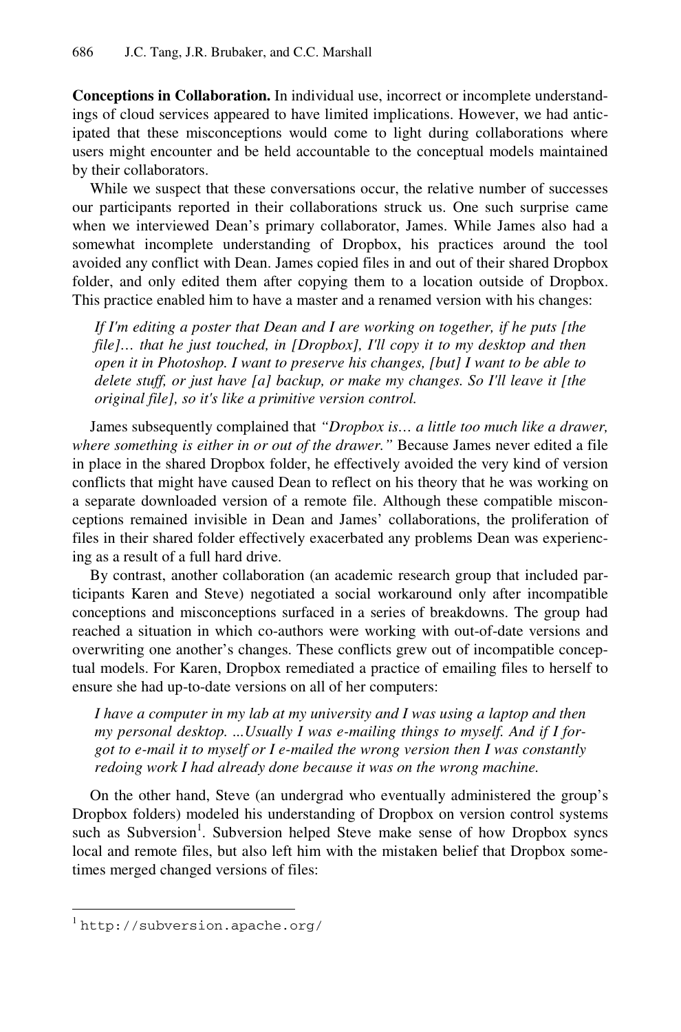**Conceptions in Collaboration.** In individual use, incorrect or incomplete understandings of cloud services appeared to have limited implications. However, we had anticipated that these misconceptions would come to light during collaborations where users might encounter and be held accountable to the conceptual models maintained by their collaborators.

While we suspect that these conversations occur, the relative number of successes our participants reported in their collaborations struck us. One such surprise came when we interviewed Dean's primary collaborator, James. While James also had a somewhat incomplete understanding of Dropbox, his practices around the tool avoided any conflict with Dean. James copied files in and out of their shared Dropbox folder, and only edited them after copying them to a location outside of Dropbox. This practice enabled him to have a master and a renamed version with his changes:

> *If I'm editing a poster that Dean and I are working on together, if he puts [the file]… that he just touched, in [Dropbox], I'll copy it to my desktop and then open it in Photoshop. I want to preserve his changes, [but] I want to be able to delete stuff, or just have [a] backup, or make my changes. So I'll leave it [the original file], so it's like a primitive version control.*

James subsequently complained that *"Dropbox is… a little too much like a drawer, where something is either in or out of the drawer."* Because James never edited a file in place in the shared Dropbox folder, he effectively avoided the very kind of version conflicts that might have caused Dean to reflect on his theory that he was working on a separate downloaded version of a remote file. Although these compatible misconceptions remained invisible in Dean and James' collaborations, the proliferation of files in their shared folder effectively exacerbated any problems Dean was experiencing as a result of a full hard drive.

By contrast, another collaboration (an academic research group that included participants Karen and Steve) negotiated a social workaround only after incompatible conceptions and misconceptions surfaced in a series of breakdowns. The group had reached a situation in which co-authors were working with out-of-date versions and overwriting one another's changes. These conflicts grew out of incompatible conceptual models. For Karen, Dropbox remediated a practice of emailing files to herself to ensure she had up-to-date versions on all of her computers:

> *I have a computer in my lab at my university and I was using a laptop and then my personal desktop. ...Usually I was e-mailing things to myself. And if I forgot to e-mail it to myself or I e-mailed the wrong version then I was constantly redoing work I had already done because it was on the wrong machine.*

On the other hand, Steve (an undergrad who eventually administered the group's Dropbox folders) modeled his understanding of Dropbox on version control systems such as Subversion[1]. Subversion helped Steve make sense of how Dropbox syncs local and remote files, but also left him with the mistaken belief that Dropbox sometimes merged changed versions of files:

[1] http://subversion.apache.org/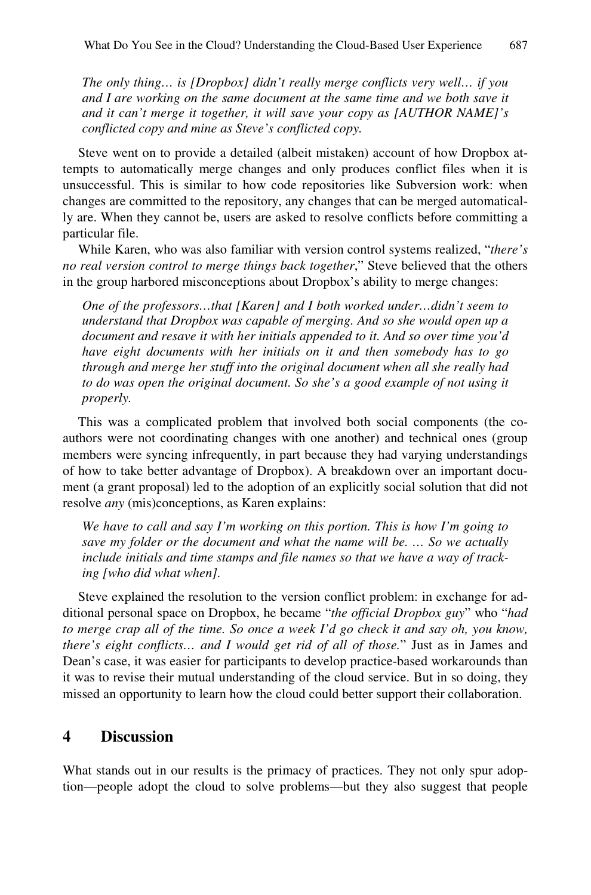*The only thing… is [Dropbox] didn't really merge conflicts very well… if you and I are working on the same document at the same time and we both save it and it can't merge it together, it will save your copy as [AUTHOR NAME]'s conflicted copy and mine as Steve's conflicted copy.*

Steve went on to provide a detailed (albeit mistaken) account of how Dropbox attempts to automatically merge changes and only produces conflict files when it is unsuccessful. This is similar to how code repositories like Subversion work: when changes are committed to the repository, any changes that can be merged automatically are. When they cannot be, users are asked to resolve conflicts before committing a particular file.

While Karen, who was also familiar with version control systems realized, "*there's no real version control to merge things back together*," Steve believed that the others in the group harbored misconceptions about Dropbox's ability to merge changes:

*One of the professors…that [Karen] and I both worked under…didn't seem to understand that Dropbox was capable of merging. And so she would open up a document and resave it with her initials appended to it. And so over time you'd have eight documents with her initials on it and then somebody has to go through and merge her stuff into the original document when all she really had to do was open the original document. So she's a good example of not using it properly.*

This was a complicated problem that involved both social components (the co-authors were not coordinating changes with one another) and technical ones (group members were syncing infrequently, in part because they had varying understandings of how to take better advantage of Dropbox). A breakdown over an important document (a grant proposal) led to the adoption of an explicitly social solution that did not resolve *any* (mis)conceptions, as Karen explains:

*We have to call and say I'm working on this portion. This is how I'm going to save my folder or the document and what the name will be. … So we actually include initials and time stamps and file names so that we have a way of tracking [who did what when].*

Steve explained the resolution to the version conflict problem: in exchange for additional personal space on Dropbox, he became "*the official Dropbox guy*" who "*had to merge crap all of the time. So once a week I'd go check it and say oh, you know, there's eight conflicts… and I would get rid of all of those.*" Just as in James and Dean's case, it was easier for participants to develop practice-based workarounds than it was to revise their mutual understanding of the cloud service. But in so doing, they missed an opportunity to learn how the cloud could better support their collaboration.

## 4 Discussion

What stands out in our results is the primacy of practices. They not only spur adoption—people adopt the cloud to solve problems—but they also suggest that people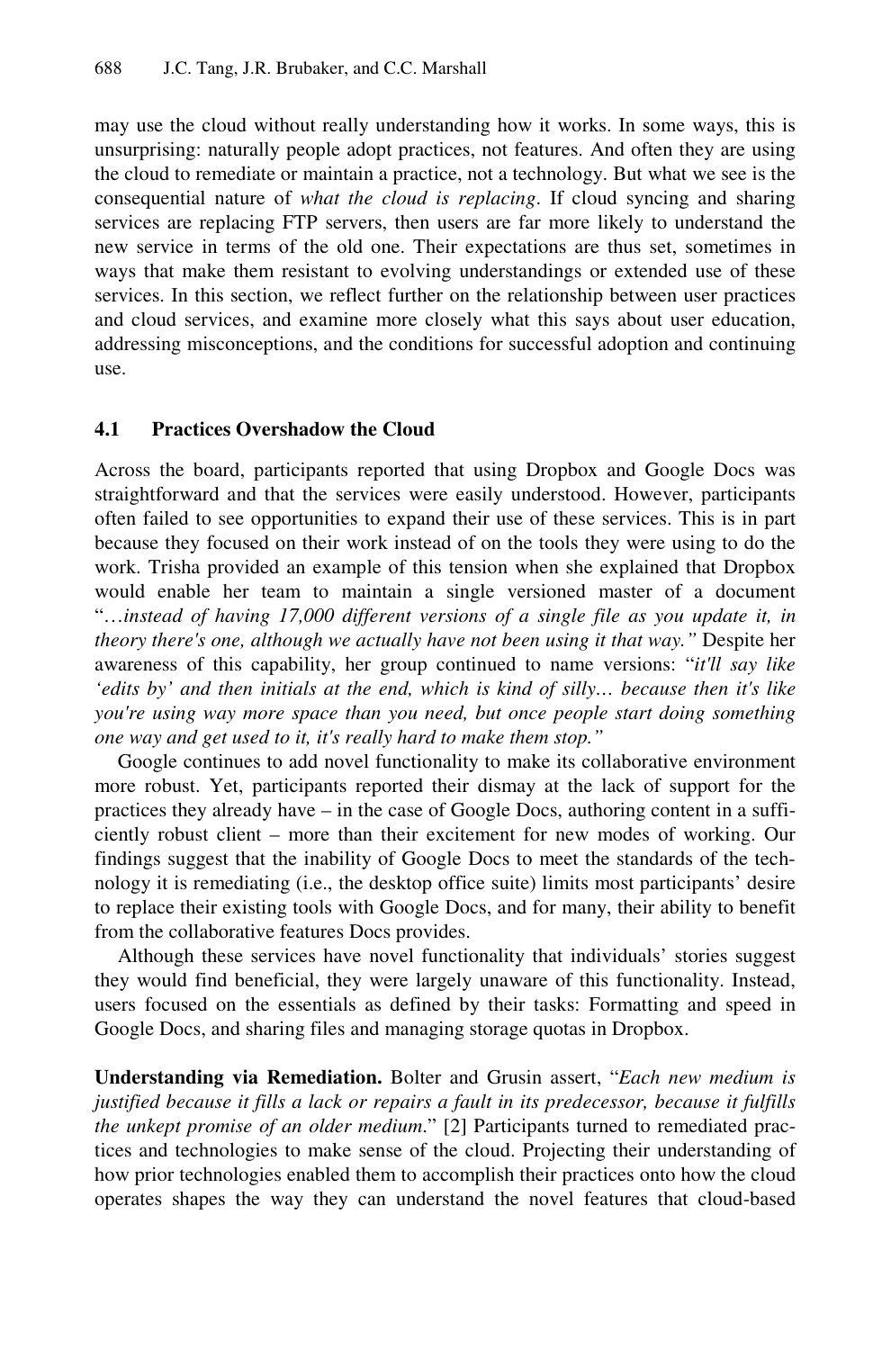may use the cloud without really understanding how it works. In some ways, this is unsurprising: naturally people adopt practices, not features. And often they are using the cloud to remediate or maintain a practice, not a technology. But what we see is the consequential nature of *what the cloud is replacing*. If cloud syncing and sharing services are replacing FTP servers, then users are far more likely to understand the new service in terms of the old one. Their expectations are thus set, sometimes in ways that make them resistant to evolving understandings or extended use of these services. In this section, we reflect further on the relationship between user practices and cloud services, and examine more closely what this says about user education, addressing misconceptions, and the conditions for successful adoption and continuing use.

### 4.1 Practices Overshadow the Cloud

Across the board, participants reported that using Dropbox and Google Docs was straightforward and that the services were easily understood. However, participants often failed to see opportunities to expand their use of these services. This is in part because they focused on their work instead of on the tools they were using to do the work. Trisha provided an example of this tension when she explained that Dropbox would enable her team to maintain a single versioned master of a document "*…instead of having 17,000 different versions of a single file as you update it, in theory there's one, although we actually have not been using it that way."* Despite her awareness of this capability, her group continued to name versions: "*it'll say like 'edits by' and then initials at the end, which is kind of silly… because then it's like you're using way more space than you need, but once people start doing something one way and get used to it, it's really hard to make them stop."*

Google continues to add novel functionality to make its collaborative environment more robust. Yet, participants reported their dismay at the lack of support for the practices they already have – in the case of Google Docs, authoring content in a sufficiently robust client – more than their excitement for new modes of working. Our findings suggest that the inability of Google Docs to meet the standards of the technology it is remediating (i.e., the desktop office suite) limits most participants' desire to replace their existing tools with Google Docs, and for many, their ability to benefit from the collaborative features Docs provides.

Although these services have novel functionality that individuals' stories suggest they would find beneficial, they were largely unaware of this functionality. Instead, users focused on the essentials as defined by their tasks: Formatting and speed in Google Docs, and sharing files and managing storage quotas in Dropbox.

**Understanding via Remediation.** Bolter and Grusin assert, "*Each new medium is justified because it fills a lack or repairs a fault in its predecessor, because it fulfills the unkept promise of an older medium.*" [2] Participants turned to remediated practices and technologies to make sense of the cloud. Projecting their understanding of how prior technologies enabled them to accomplish their practices onto how the cloud operates shapes the way they can understand the novel features that cloud-based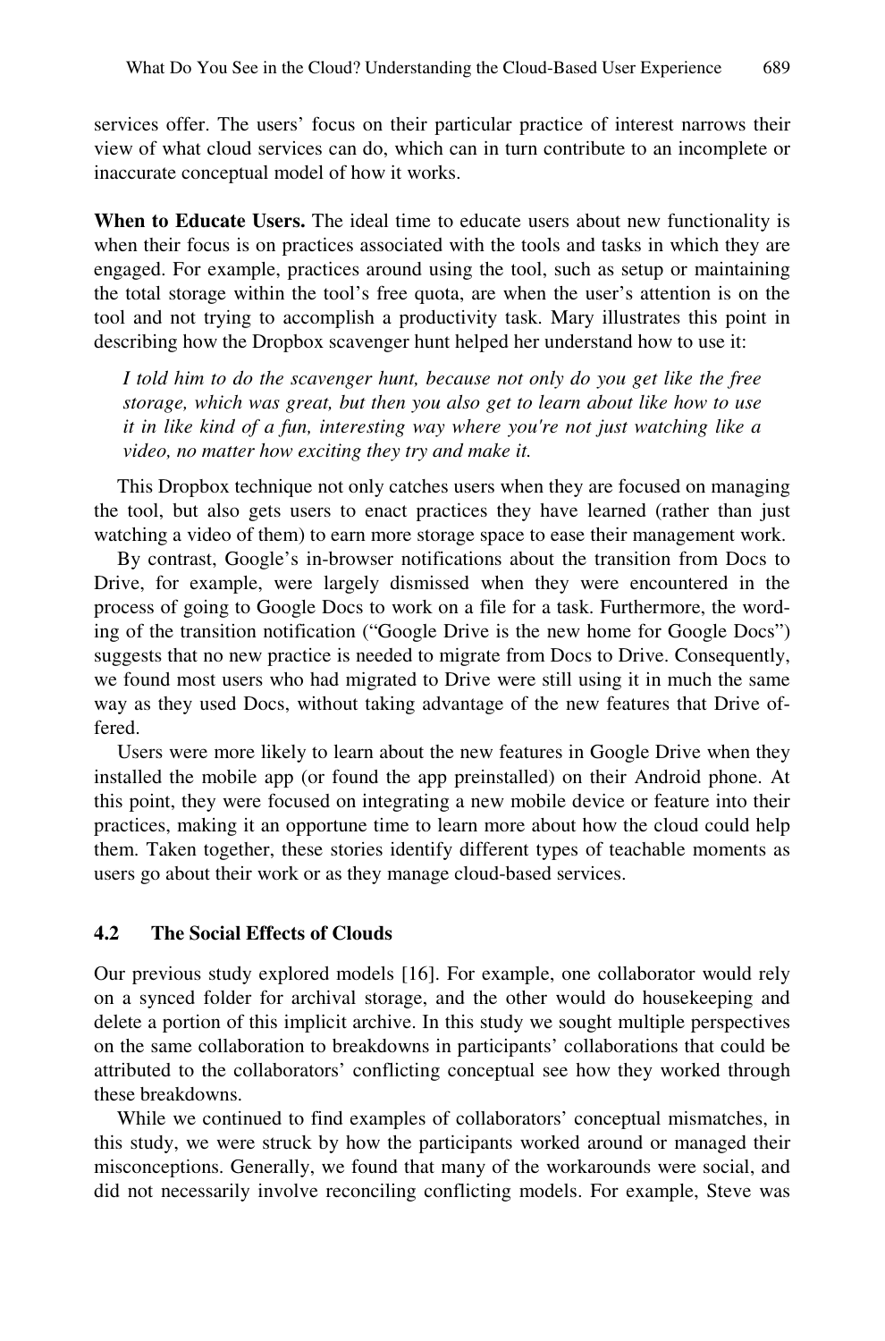services offer. The users' focus on their particular practice of interest narrows their view of what cloud services can do, which can in turn contribute to an incomplete or inaccurate conceptual model of how it works.

**When to Educate Users.** The ideal time to educate users about new functionality is when their focus is on practices associated with the tools and tasks in which they are engaged. For example, practices around using the tool, such as setup or maintaining the total storage within the tool's free quota, are when the user's attention is on the tool and not trying to accomplish a productivity task. Mary illustrates this point in describing how the Dropbox scavenger hunt helped her understand how to use it:

> *I told him to do the scavenger hunt, because not only do you get like the free storage, which was great, but then you also get to learn about like how to use it in like kind of a fun, interesting way where you're not just watching like a video, no matter how exciting they try and make it.*

This Dropbox technique not only catches users when they are focused on managing the tool, but also gets users to enact practices they have learned (rather than just watching a video of them) to earn more storage space to ease their management work.

By contrast, Google's in-browser notifications about the transition from Docs to Drive, for example, were largely dismissed when they were encountered in the process of going to Google Docs to work on a file for a task. Furthermore, the wording of the transition notification ("Google Drive is the new home for Google Docs") suggests that no new practice is needed to migrate from Docs to Drive. Consequently, we found most users who had migrated to Drive were still using it in much the same way as they used Docs, without taking advantage of the new features that Drive offered.

Users were more likely to learn about the new features in Google Drive when they installed the mobile app (or found the app preinstalled) on their Android phone. At this point, they were focused on integrating a new mobile device or feature into their practices, making it an opportune time to learn more about how the cloud could help them. Taken together, these stories identify different types of teachable moments as users go about their work or as they manage cloud-based services.

### 4.2 The Social Effects of Clouds

Our previous study explored models [16]. For example, one collaborator would rely on a synced folder for archival storage, and the other would do housekeeping and delete a portion of this implicit archive. In this study we sought multiple perspectives on the same collaboration to breakdowns in participants' collaborations that could be attributed to the collaborators' conflicting conceptual see how they worked through these breakdowns.

While we continued to find examples of collaborators' conceptual mismatches, in this study, we were struck by how the participants worked around or managed their misconceptions. Generally, we found that many of the workarounds were social, and did not necessarily involve reconciling conflicting models. For example, Steve was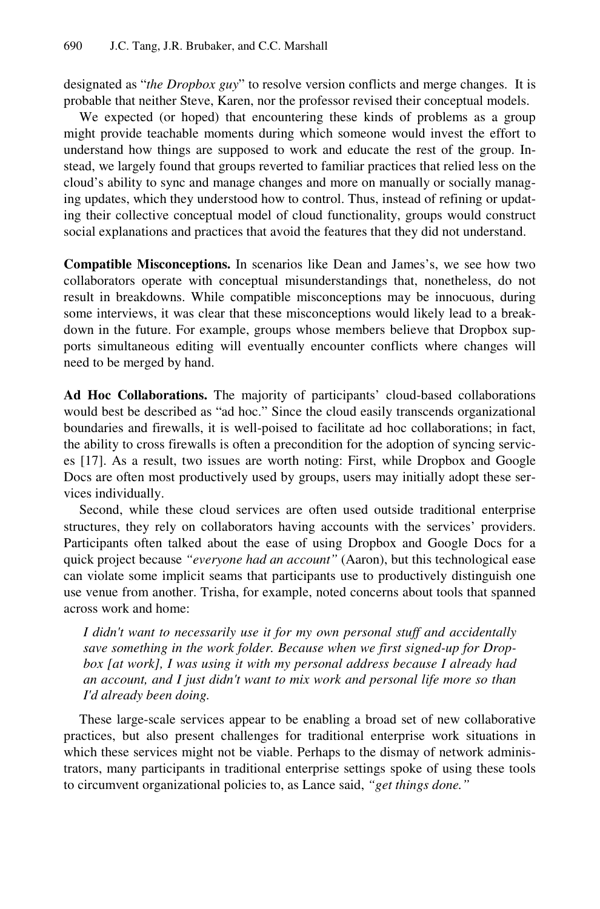designated as "*the Dropbox guy*" to resolve version conflicts and merge changes. It is probable that neither Steve, Karen, nor the professor revised their conceptual models.

We expected (or hoped) that encountering these kinds of problems as a group might provide teachable moments during which someone would invest the effort to understand how things are supposed to work and educate the rest of the group. Instead, we largely found that groups reverted to familiar practices that relied less on the cloud's ability to sync and manage changes and more on manually or socially managing updates, which they understood how to control. Thus, instead of refining or updating their collective conceptual model of cloud functionality, groups would construct social explanations and practices that avoid the features that they did not understand.

**Compatible Misconceptions.** In scenarios like Dean and James's, we see how two collaborators operate with conceptual misunderstandings that, nonetheless, do not result in breakdowns. While compatible misconceptions may be innocuous, during some interviews, it was clear that these misconceptions would likely lead to a breakdown in the future. For example, groups whose members believe that Dropbox supports simultaneous editing will eventually encounter conflicts where changes will need to be merged by hand.

**Ad Hoc Collaborations.** The majority of participants' cloud-based collaborations would best be described as "ad hoc." Since the cloud easily transcends organizational boundaries and firewalls, it is well-poised to facilitate ad hoc collaborations; in fact, the ability to cross firewalls is often a precondition for the adoption of syncing services [17]. As a result, two issues are worth noting: First, while Dropbox and Google Docs are often most productively used by groups, users may initially adopt these services individually.

Second, while these cloud services are often used outside traditional enterprise structures, they rely on collaborators having accounts with the services' providers. Participants often talked about the ease of using Dropbox and Google Docs for a quick project because *"everyone had an account"* (Aaron), but this technological ease can violate some implicit seams that participants use to productively distinguish one use venue from another. Trisha, for example, noted concerns about tools that spanned across work and home:

> *I didn't want to necessarily use it for my own personal stuff and accidentally save something in the work folder. Because when we first signed-up for Dropbox [at work], I was using it with my personal address because I already had an account, and I just didn't want to mix work and personal life more so than I'd already been doing.*

These large-scale services appear to be enabling a broad set of new collaborative practices, but also present challenges for traditional enterprise work situations in which these services might not be viable. Perhaps to the dismay of network administrators, many participants in traditional enterprise settings spoke of using these tools to circumvent organizational policies to, as Lance said, *"get things done."*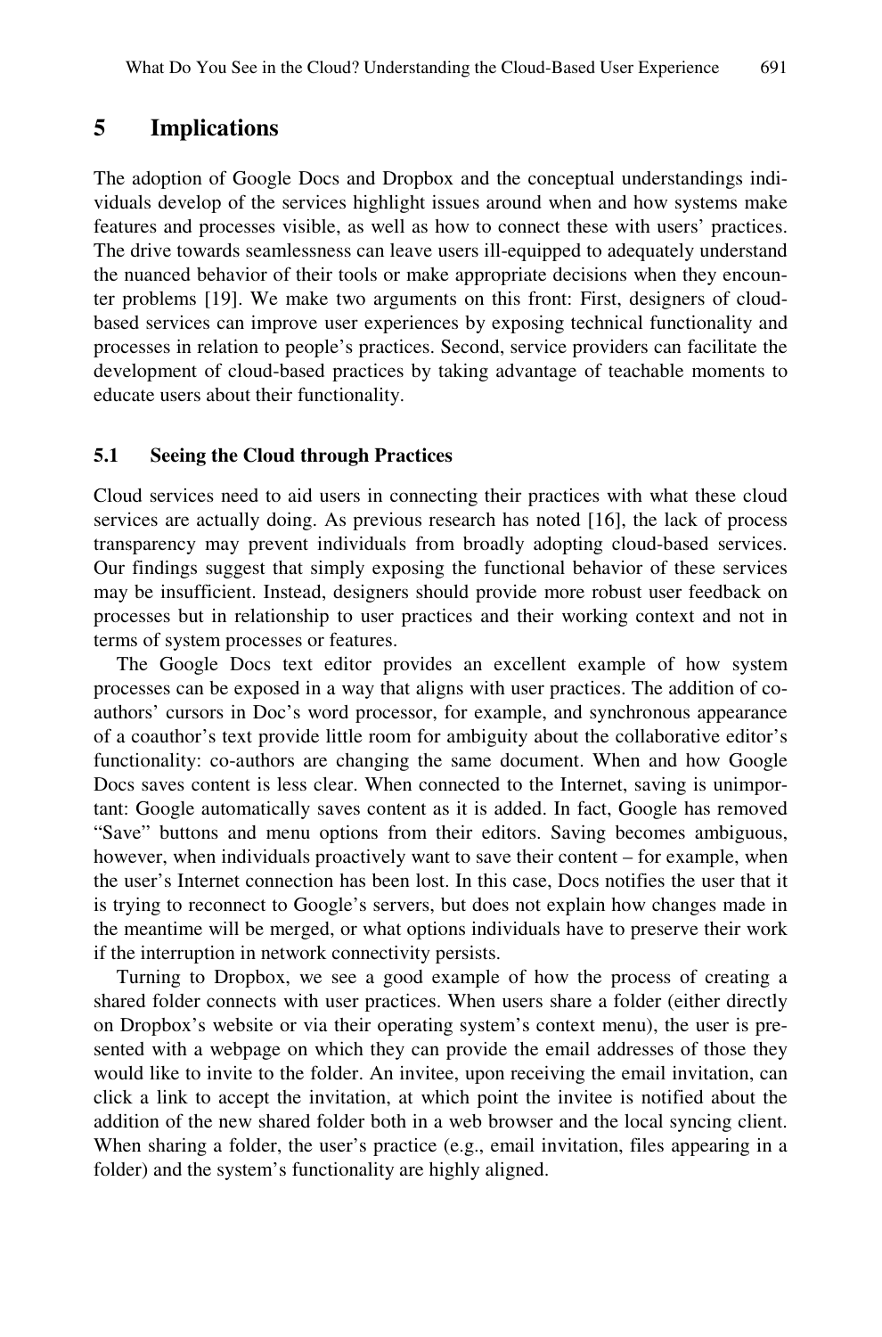## 5 Implications

The adoption of Google Docs and Dropbox and the conceptual understandings individuals develop of the services highlight issues around when and how systems make features and processes visible, as well as how to connect these with users' practices. The drive towards seamlessness can leave users ill-equipped to adequately understand the nuanced behavior of their tools or make appropriate decisions when they encounter problems [19]. We make two arguments on this front: First, designers of cloud-based services can improve user experiences by exposing technical functionality and processes in relation to people's practices. Second, service providers can facilitate the development of cloud-based practices by taking advantage of teachable moments to educate users about their functionality.

### 5.1 Seeing the Cloud through Practices

Cloud services need to aid users in connecting their practices with what these cloud services are actually doing. As previous research has noted [16], the lack of process transparency may prevent individuals from broadly adopting cloud-based services. Our findings suggest that simply exposing the functional behavior of these services may be insufficient. Instead, designers should provide more robust user feedback on processes but in relationship to user practices and their working context and not in terms of system processes or features.

The Google Docs text editor provides an excellent example of how system processes can be exposed in a way that aligns with user practices. The addition of co-authors' cursors in Doc's word processor, for example, and synchronous appearance of a coauthor's text provide little room for ambiguity about the collaborative editor's functionality: co-authors are changing the same document. When and how Google Docs saves content is less clear. When connected to the Internet, saving is unimportant: Google automatically saves content as it is added. In fact, Google has removed "Save" buttons and menu options from their editors. Saving becomes ambiguous, however, when individuals proactively want to save their content – for example, when the user's Internet connection has been lost. In this case, Docs notifies the user that it is trying to reconnect to Google's servers, but does not explain how changes made in the meantime will be merged, or what options individuals have to preserve their work if the interruption in network connectivity persists.

Turning to Dropbox, we see a good example of how the process of creating a shared folder connects with user practices. When users share a folder (either directly on Dropbox's website or via their operating system's context menu), the user is presented with a webpage on which they can provide the email addresses of those they would like to invite to the folder. An invitee, upon receiving the email invitation, can click a link to accept the invitation, at which point the invitee is notified about the addition of the new shared folder both in a web browser and the local syncing client. When sharing a folder, the user's practice (e.g., email invitation, files appearing in a folder) and the system's functionality are highly aligned.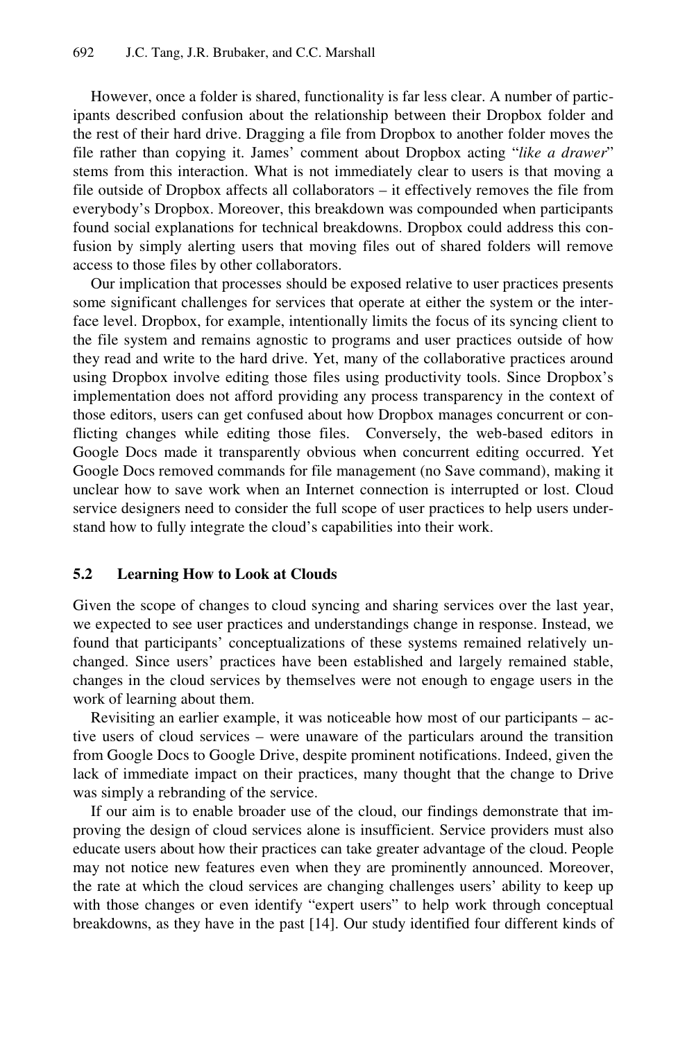However, once a folder is shared, functionality is far less clear. A number of participants described confusion about the relationship between their Dropbox folder and the rest of their hard drive. Dragging a file from Dropbox to another folder moves the file rather than copying it. James' comment about Dropbox acting "*like a drawer*" stems from this interaction. What is not immediately clear to users is that moving a file outside of Dropbox affects all collaborators – it effectively removes the file from everybody's Dropbox. Moreover, this breakdown was compounded when participants found social explanations for technical breakdowns. Dropbox could address this confusion by simply alerting users that moving files out of shared folders will remove access to those files by other collaborators.

Our implication that processes should be exposed relative to user practices presents some significant challenges for services that operate at either the system or the interface level. Dropbox, for example, intentionally limits the focus of its syncing client to the file system and remains agnostic to programs and user practices outside of how they read and write to the hard drive. Yet, many of the collaborative practices around using Dropbox involve editing those files using productivity tools. Since Dropbox's implementation does not afford providing any process transparency in the context of those editors, users can get confused about how Dropbox manages concurrent or conflicting changes while editing those files. Conversely, the web-based editors in Google Docs made it transparently obvious when concurrent editing occurred. Yet Google Docs removed commands for file management (no Save command), making it unclear how to save work when an Internet connection is interrupted or lost. Cloud service designers need to consider the full scope of user practices to help users understand how to fully integrate the cloud's capabilities into their work.

### 5.2 Learning How to Look at Clouds

Given the scope of changes to cloud syncing and sharing services over the last year, we expected to see user practices and understandings change in response. Instead, we found that participants' conceptualizations of these systems remained relatively unchanged. Since users' practices have been established and largely remained stable, changes in the cloud services by themselves were not enough to engage users in the work of learning about them.

Revisiting an earlier example, it was noticeable how most of our participants – active users of cloud services – were unaware of the particulars around the transition from Google Docs to Google Drive, despite prominent notifications. Indeed, given the lack of immediate impact on their practices, many thought that the change to Drive was simply a rebranding of the service.

If our aim is to enable broader use of the cloud, our findings demonstrate that improving the design of cloud services alone is insufficient. Service providers must also educate users about how their practices can take greater advantage of the cloud. People may not notice new features even when they are prominently announced. Moreover, the rate at which the cloud services are changing challenges users' ability to keep up with those changes or even identify "expert users" to help work through conceptual breakdowns, as they have in the past [14]. Our study identified four different kinds of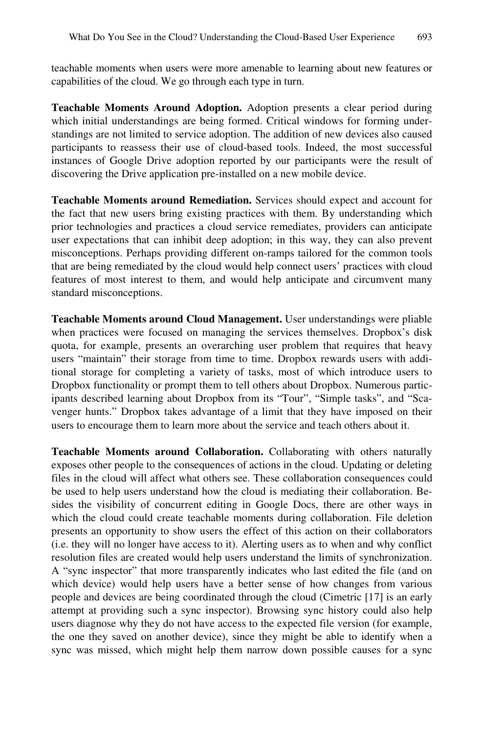teachable moments when users were more amenable to learning about new features or capabilities of the cloud. We go through each type in turn.

**Teachable Moments Around Adoption.** Adoption presents a clear period during which initial understandings are being formed. Critical windows for forming understandings are not limited to service adoption. The addition of new devices also caused participants to reassess their use of cloud-based tools. Indeed, the most successful instances of Google Drive adoption reported by our participants were the result of discovering the Drive application pre-installed on a new mobile device.

**Teachable Moments around Remediation.** Services should expect and account for the fact that new users bring existing practices with them. By understanding which prior technologies and practices a cloud service remediates, providers can anticipate user expectations that can inhibit deep adoption; in this way, they can also prevent misconceptions. Perhaps providing different on-ramps tailored for the common tools that are being remediated by the cloud would help connect users' practices with cloud features of most interest to them, and would help anticipate and circumvent many standard misconceptions.

**Teachable Moments around Cloud Management.** User understandings were pliable when practices were focused on managing the services themselves. Dropbox's disk quota, for example, presents an overarching user problem that requires that heavy users "maintain" their storage from time to time. Dropbox rewards users with additional storage for completing a variety of tasks, most of which introduce users to Dropbox functionality or prompt them to tell others about Dropbox. Numerous participants described learning about Dropbox from its "Tour", "Simple tasks", and "Scavenger hunts." Dropbox takes advantage of a limit that they have imposed on their users to encourage them to learn more about the service and teach others about it.

**Teachable Moments around Collaboration.** Collaborating with others naturally exposes other people to the consequences of actions in the cloud. Updating or deleting files in the cloud will affect what others see. These collaboration consequences could be used to help users understand how the cloud is mediating their collaboration. Besides the visibility of concurrent editing in Google Docs, there are other ways in which the cloud could create teachable moments during collaboration. File deletion presents an opportunity to show users the effect of this action on their collaborators (i.e. they will no longer have access to it). Alerting users as to when and why conflict resolution files are created would help users understand the limits of synchronization. A "sync inspector" that more transparently indicates who last edited the file (and on which device) would help users have a better sense of how changes from various people and devices are being coordinated through the cloud (Cimetric [17] is an early attempt at providing such a sync inspector). Browsing sync history could also help users diagnose why they do not have access to the expected file version (for example, the one they saved on another device), since they might be able to identify when a sync was missed, which might help them narrow down possible causes for a sync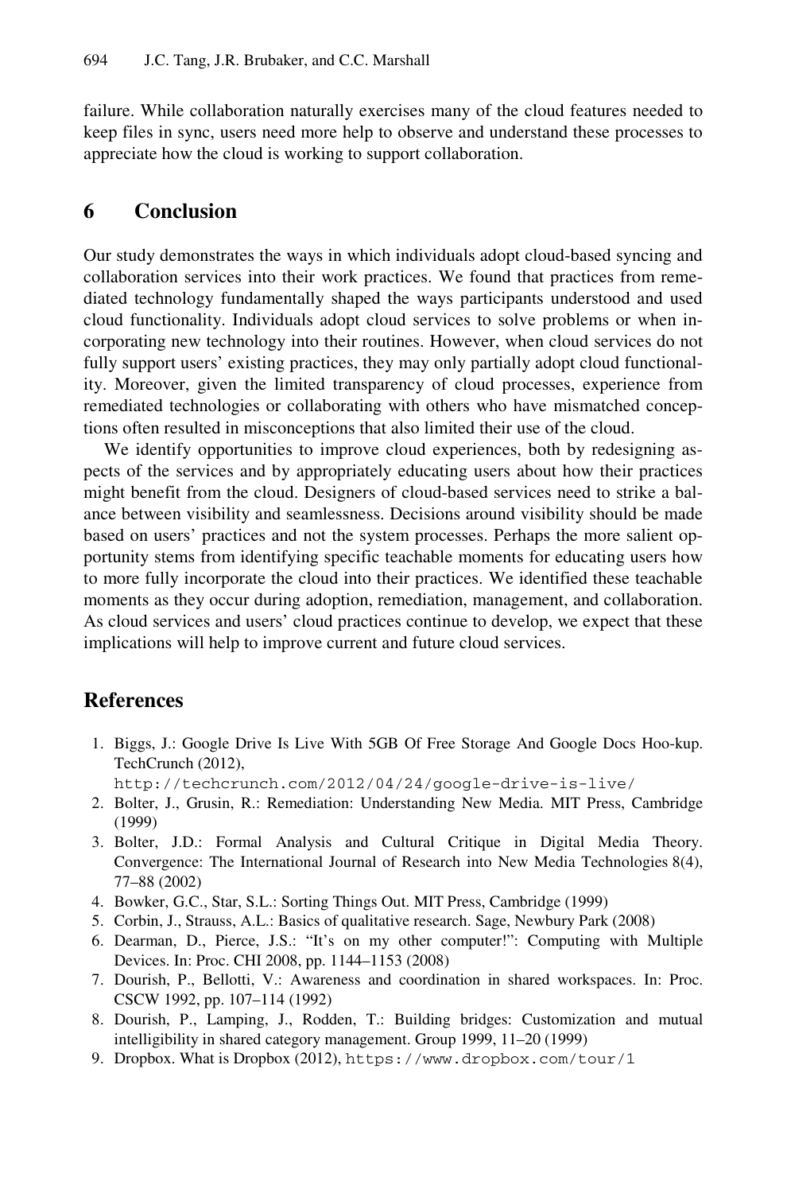failure. While collaboration naturally exercises many of the cloud features needed to keep files in sync, users need more help to observe and understand these processes to appreciate how the cloud is working to support collaboration.

## 6 Conclusion

Our study demonstrates the ways in which individuals adopt cloud-based syncing and collaboration services into their work practices. We found that practices from remediated technology fundamentally shaped the ways participants understood and used cloud functionality. Individuals adopt cloud services to solve problems or when incorporating new technology into their routines. However, when cloud services do not fully support users' existing practices, they may only partially adopt cloud functionality. Moreover, given the limited transparency of cloud processes, experience from remediated technologies or collaborating with others who have mismatched conceptions often resulted in misconceptions that also limited their use of the cloud.

We identify opportunities to improve cloud experiences, both by redesigning aspects of the services and by appropriately educating users about how their practices might benefit from the cloud. Designers of cloud-based services need to strike a balance between visibility and seamlessness. Decisions around visibility should be made based on users' practices and not the system processes. Perhaps the more salient opportunity stems from identifying specific teachable moments for educating users how to more fully incorporate the cloud into their practices. We identified these teachable moments as they occur during adoption, remediation, management, and collaboration. As cloud services and users' cloud practices continue to develop, we expect that these implications will help to improve current and future cloud services.

## References

1. Biggs, J.: Google Drive Is Live With 5GB Of Free Storage And Google Docs Hoo-kup. TechCrunch (2012), http://techcrunch.com/2012/04/24/google-drive-is-live/
2. Bolter, J., Grusin, R.: Remediation: Understanding New Media. MIT Press, Cambridge (1999)
3. Bolter, J.D.: Formal Analysis and Cultural Critique in Digital Media Theory. Convergence: The International Journal of Research into New Media Technologies 8(4), 77–88 (2002)
4. Bowker, G.C., Star, S.L.: Sorting Things Out. MIT Press, Cambridge (1999)
5. Corbin, J., Strauss, A.L.: Basics of qualitative research. Sage, Newbury Park (2008)
6. Dearman, D., Pierce, J.S.: "It's on my other computer!": Computing with Multiple Devices. In: Proc. CHI 2008, pp. 1144–1153 (2008)
7. Dourish, P., Bellotti, V.: Awareness and coordination in shared workspaces. In: Proc. CSCW 1992, pp. 107–114 (1992)
8. Dourish, P., Lamping, J., Rodden, T.: Building bridges: Customization and mutual intelligibility in shared category management. Group 1999, 11–20 (1999)
9. Dropbox. What is Dropbox (2012), https://www.dropbox.com/tour/1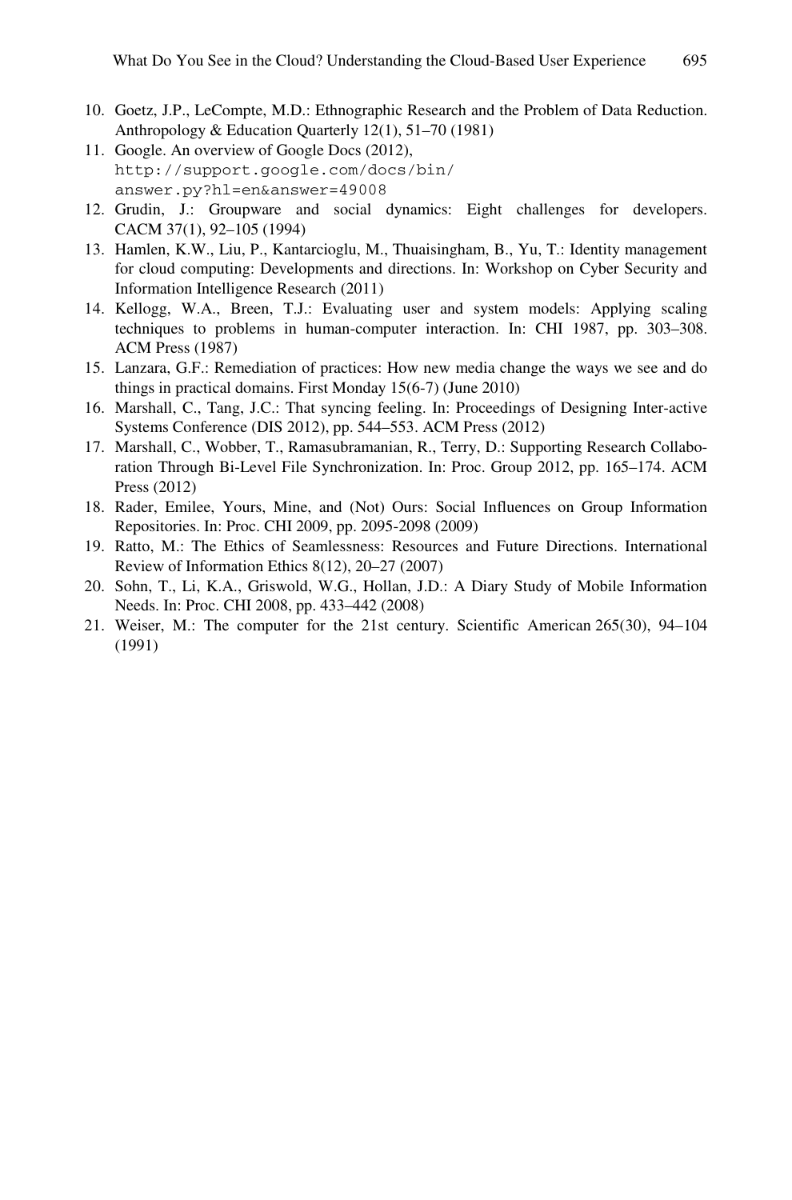10. Goetz, J.P., LeCompte, M.D.: Ethnographic Research and the Problem of Data Reduction. Anthropology & Education Quarterly 12(1), 51–70 (1981)
11. Google. An overview of Google Docs (2012), `http://support.google.com/docs/bin/answer.py?hl=en&answer=49008`
12. Grudin, J.: Groupware and social dynamics: Eight challenges for developers. CACM 37(1), 92–105 (1994)
13. Hamlen, K.W., Liu, P., Kantarcioglu, M., Thuaisingham, B., Yu, T.: Identity management for cloud computing: Developments and directions. In: Workshop on Cyber Security and Information Intelligence Research (2011)
14. Kellogg, W.A., Breen, T.J.: Evaluating user and system models: Applying scaling techniques to problems in human-computer interaction. In: CHI 1987, pp. 303–308. ACM Press (1987)
15. Lanzara, G.F.: Remediation of practices: How new media change the ways we see and do things in practical domains. First Monday 15(6-7) (June 2010)
16. Marshall, C., Tang, J.C.: That syncing feeling. In: Proceedings of Designing Inter-active Systems Conference (DIS 2012), pp. 544–553. ACM Press (2012)
17. Marshall, C., Wobber, T., Ramasubramanian, R., Terry, D.: Supporting Research Collaboration Through Bi-Level File Synchronization. In: Proc. Group 2012, pp. 165–174. ACM Press (2012)
18. Rader, Emilee, Yours, Mine, and (Not) Ours: Social Influences on Group Information Repositories. In: Proc. CHI 2009, pp. 2095-2098 (2009)
19. Ratto, M.: The Ethics of Seamlessness: Resources and Future Directions. International Review of Information Ethics 8(12), 20–27 (2007)
20. Sohn, T., Li, K.A., Griswold, W.G., Hollan, J.D.: A Diary Study of Mobile Information Needs. In: Proc. CHI 2008, pp. 433–442 (2008)
21. Weiser, M.: The computer for the 21st century. Scientific American 265(30), 94–104 (1991)